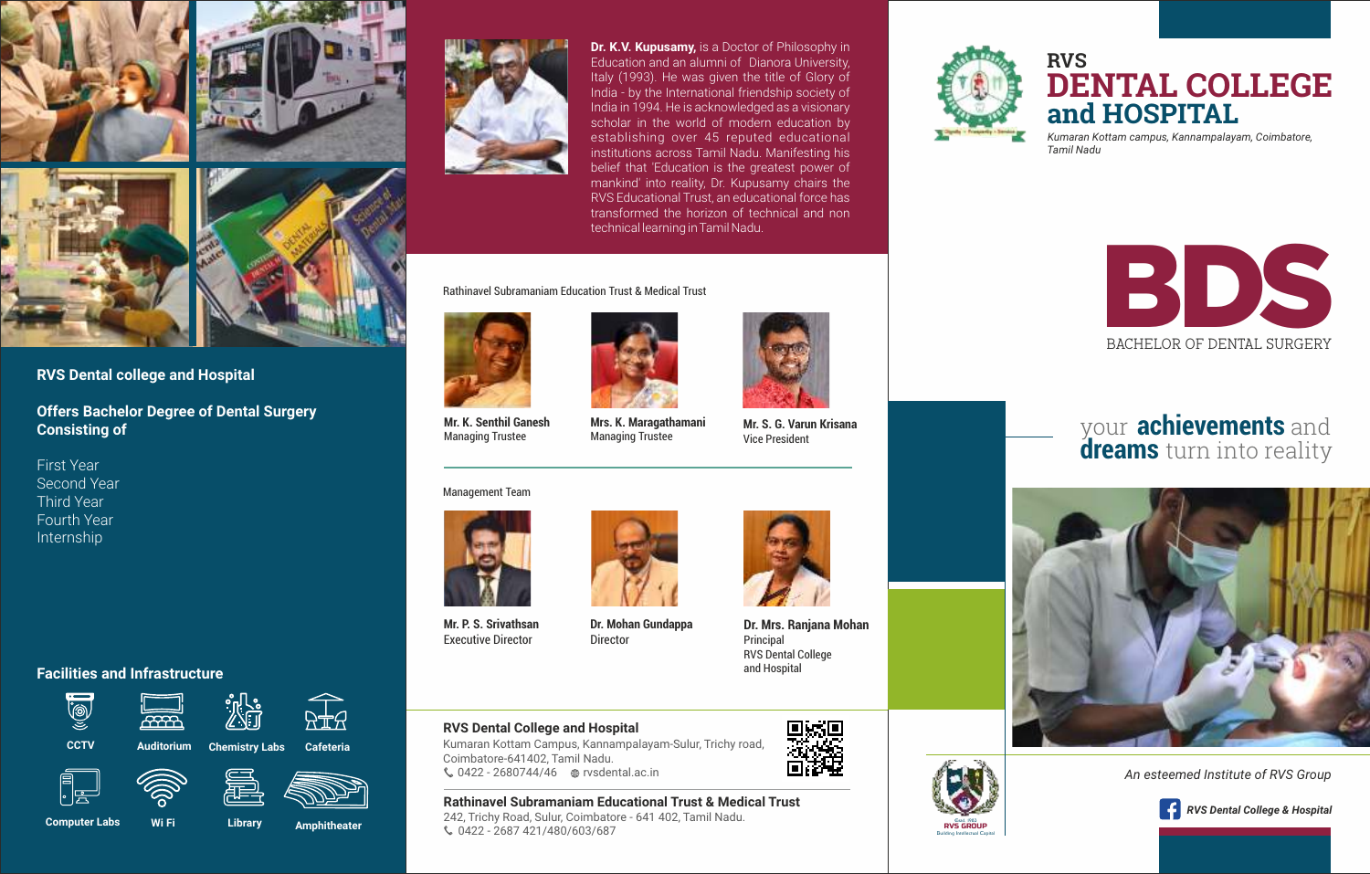## RVS Dental college and Hospital

**Offers Bachelor Degree of Dental Surgery Consisting of**

- First Year
- Second Year
- Third Year
- Fourth Year
- Internship

### Facilities and Infrastructure

- CCTV
- Auditorium
- Chemistry Labs
- Cafeteria
- Computer Labs
- Wi Fi
- Library
- Amphitheater

**Dr. K.V. Kupusamy,** is a Doctor of Philosophy in Education and an alumni of Dianora University, Italy (1993). He was given the title of Glory of India - by the International friendship society of India in 1994. He is acknowledged as a visionary scholar in the world of modern education by establishing over 45 reputed educational institutions across Tamil Nadu. Manifesting his belief that 'Education is the greatest power of mankind' into reality, Dr. Kupusamy chairs the RVS Educational Trust, an educational force has transformed the horizon of technical and non technical learning in Tamil Nadu.

Rathinavel Subramaniam Education Trust & Medical Trust

**Mr. K. Senthil Ganesh**
Managing Trustee

**Mrs. K. Maragathamani**
Managing Trustee

**Mr. S. G. Varun Krisana**
Vice President

Management Team

**Mr. P. S. Srivathsan**
Executive Director

**Dr. Mohan Gundappa**
Director

**Dr. Mrs. Ranjana Mohan**
Principal
RVS Dental College and Hospital

**RVS Dental College and Hospital**
Kumaran Kottam Campus, Kannampalayam-Sulur, Trichy road, Coimbatore-641402, Tamil Nadu.
0422 - 2680744/46   rvsdental.ac.in

**Rathinavel Subramaniam Educational Trust & Medical Trust**
242, Trichy Road, Sulur, Coimbatore - 641 402, Tamil Nadu.
0422 - 2687 421/480/603/687

# RVS DENTAL COLLEGE and HOSPITAL

*Kumaran Kottam campus, Kannampalayam, Coimbatore, Tamil Nadu*

# BDS

BACHELOR OF DENTAL SURGERY

your **achievements** and **dreams** turn into reality

*An esteemed Institute of RVS Group*

*RVS Dental College & Hospital*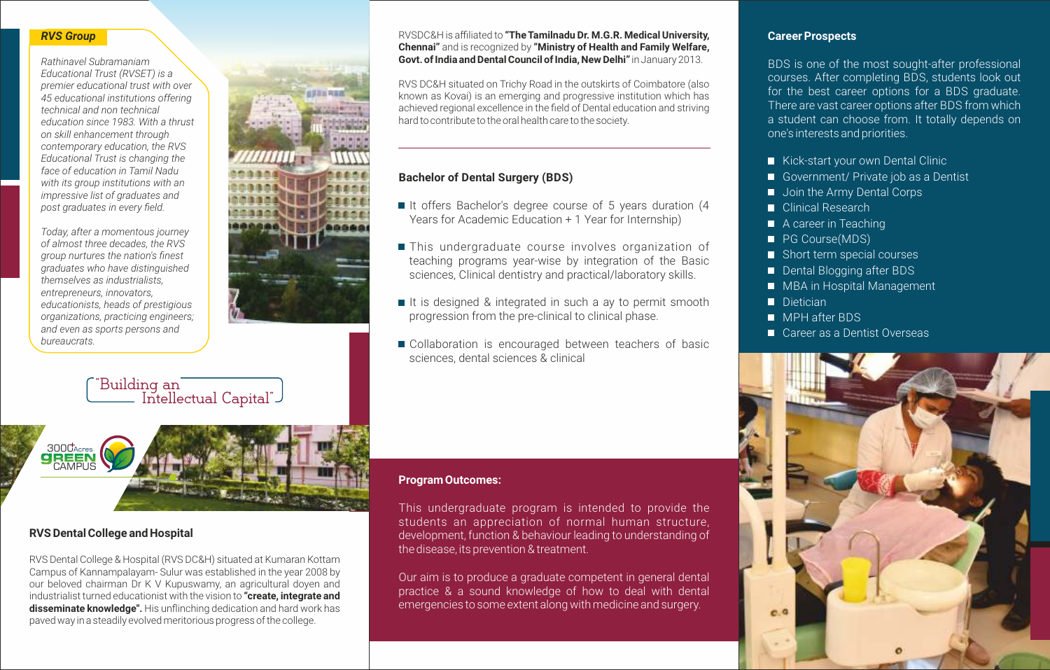## RVS Group

*Rathinavel Subramaniam Educational Trust (RVSET) is a premier educational trust with over 45 educational institutions offering technical and non technical education since 1983. With a thrust on skill enhancement through contemporary education, the RVS Educational Trust is changing the face of education in Tamil Nadu with its group institutions with an impressive list of graduates and post graduates in every field.*

*Today, after a momentous journey of almost three decades, the RVS group nurtures the nation's finest graduates who have distinguished themselves as industrialists, entrepreneurs, innovators, educationists, heads of prestigious organizations, practicing engineers; and even as sports persons and bureaucrats.*

"Building an Intellectual Capital"

3000 Acres GREEN CAMPUS

### RVS Dental College and Hospital

RVS Dental College & Hospital (RVS DC&H) situated at Kumaran Kottam Campus of Kannampalayam- Sulur was established in the year 2008 by our beloved chairman Dr K V Kupuswamy, an agricultural doyen and industrialist turned educationist with the vision to **"create, integrate and disseminate knowledge".** His unflinching dedication and hard work has paved way in a steadily evolved meritorious progress of the college.

RVSDC&H is affiliated to **"The Tamilnadu Dr. M.G.R. Medical University, Chennai"** and is recognized by **"Ministry of Health and Family Welfare, Govt. of India and Dental Council of India, New Delhi"** in January 2013.

RVS DC&H situated on Trichy Road in the outskirts of Coimbatore (also known as Kovai) is an emerging and progressive institution which has achieved regional excellence in the field of Dental education and striving hard to contribute to the oral health care to the society.

### Bachelor of Dental Surgery (BDS)

- It offers Bachelor's degree course of 5 years duration (4 Years for Academic Education + 1 Year for Internship)
- This undergraduate course involves organization of teaching programs year-wise by integration of the Basic sciences, Clinical dentistry and practical/laboratory skills.
- It is designed & integrated in such a ay to permit smooth progression from the pre-clinical to clinical phase.
- Collaboration is encouraged between teachers of basic sciences, dental sciences & clinical

### Program Outcomes:

This undergraduate program is intended to provide the students an appreciation of normal human structure, development, function & behaviour leading to understanding of the disease, its prevention & treatment.

Our aim is to produce a graduate competent in general dental practice & a sound knowledge of how to deal with dental emergencies to some extent along with medicine and surgery.

### Career Prospects

BDS is one of the most sought-after professional courses. After completing BDS, students look out for the best career options for a BDS graduate. There are vast career options after BDS from which a student can choose from. It totally depends on one's interests and priorities.

- Kick-start your own Dental Clinic
- Government/ Private job as a Dentist
- Join the Army Dental Corps
- Clinical Research
- A career in Teaching
- PG Course(MDS)
- Short term special courses
- Dental Blogging after BDS
- MBA in Hospital Management
- Dietician
- MPH after BDS
- Career as a Dentist Overseas